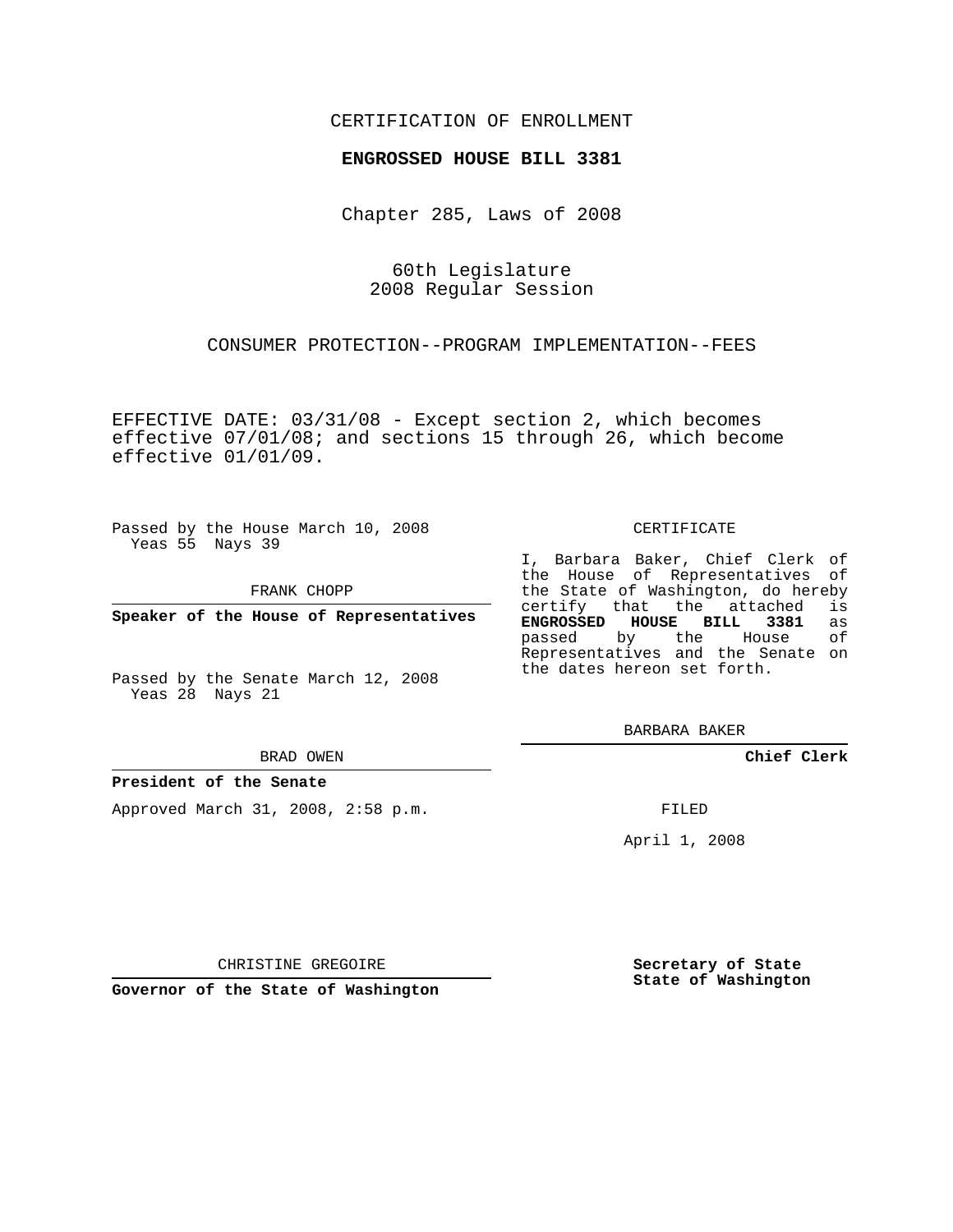CERTIFICATION OF ENROLLMENT

**ENGROSSED HOUSE BILL 3381**

Chapter 285, Laws of 2008

60th Legislature
2008 Regular Session

CONSUMER PROTECTION--PROGRAM IMPLEMENTATION--FEES

EFFECTIVE DATE: 03/31/08 - Except section 2, which becomes effective 07/01/08; and sections 15 through 26, which become effective 01/01/09.

Passed by the House March 10, 2008
Yeas 55 Nays 39

FRANK CHOPP

**Speaker of the House of Representatives**

Passed by the Senate March 12, 2008
Yeas 28 Nays 21

BRAD OWEN

**President of the Senate**

Approved March 31, 2008, 2:58 p.m.

CHRISTINE GREGOIRE

**Governor of the State of Washington**

CERTIFICATE

I, Barbara Baker, Chief Clerk of the House of Representatives of the State of Washington, do hereby certify that the attached is **ENGROSSED HOUSE BILL 3381** as passed by the House of Representatives and the Senate on the dates hereon set forth.

BARBARA BAKER

**Chief Clerk**

FILED

April 1, 2008

**Secretary of State**
**State of Washington**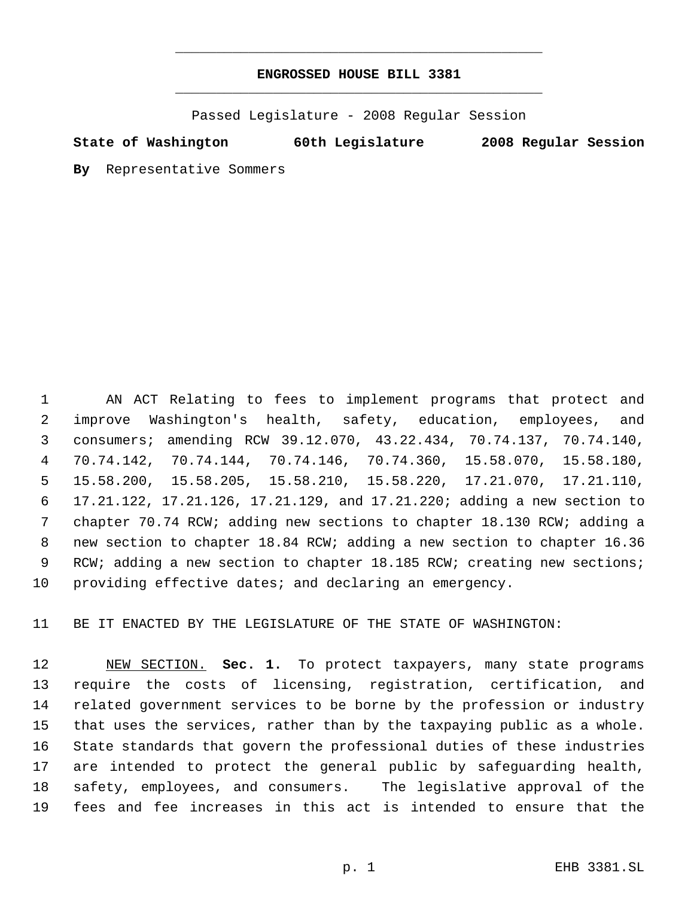**ENGROSSED HOUSE BILL 3381**

Passed Legislature - 2008 Regular Session

**State of Washington 60th Legislature 2008 Regular Session**

**By** Representative Sommers

AN ACT Relating to fees to implement programs that protect and improve Washington's health, safety, education, employees, and consumers; amending RCW 39.12.070, 43.22.434, 70.74.137, 70.74.140, 70.74.142, 70.74.144, 70.74.146, 70.74.360, 15.58.070, 15.58.180, 15.58.200, 15.58.205, 15.58.210, 15.58.220, 17.21.070, 17.21.110, 17.21.122, 17.21.126, 17.21.129, and 17.21.220; adding a new section to chapter 70.74 RCW; adding new sections to chapter 18.130 RCW; adding a new section to chapter 18.84 RCW; adding a new section to chapter 16.36 RCW; adding a new section to chapter 18.185 RCW; creating new sections; providing effective dates; and declaring an emergency.

BE IT ENACTED BY THE LEGISLATURE OF THE STATE OF WASHINGTON:

NEW SECTION. **Sec. 1.** To protect taxpayers, many state programs require the costs of licensing, registration, certification, and related government services to be borne by the profession or industry that uses the services, rather than by the taxpaying public as a whole. State standards that govern the professional duties of these industries are intended to protect the general public by safeguarding health, safety, employees, and consumers. The legislative approval of the fees and fee increases in this act is intended to ensure that the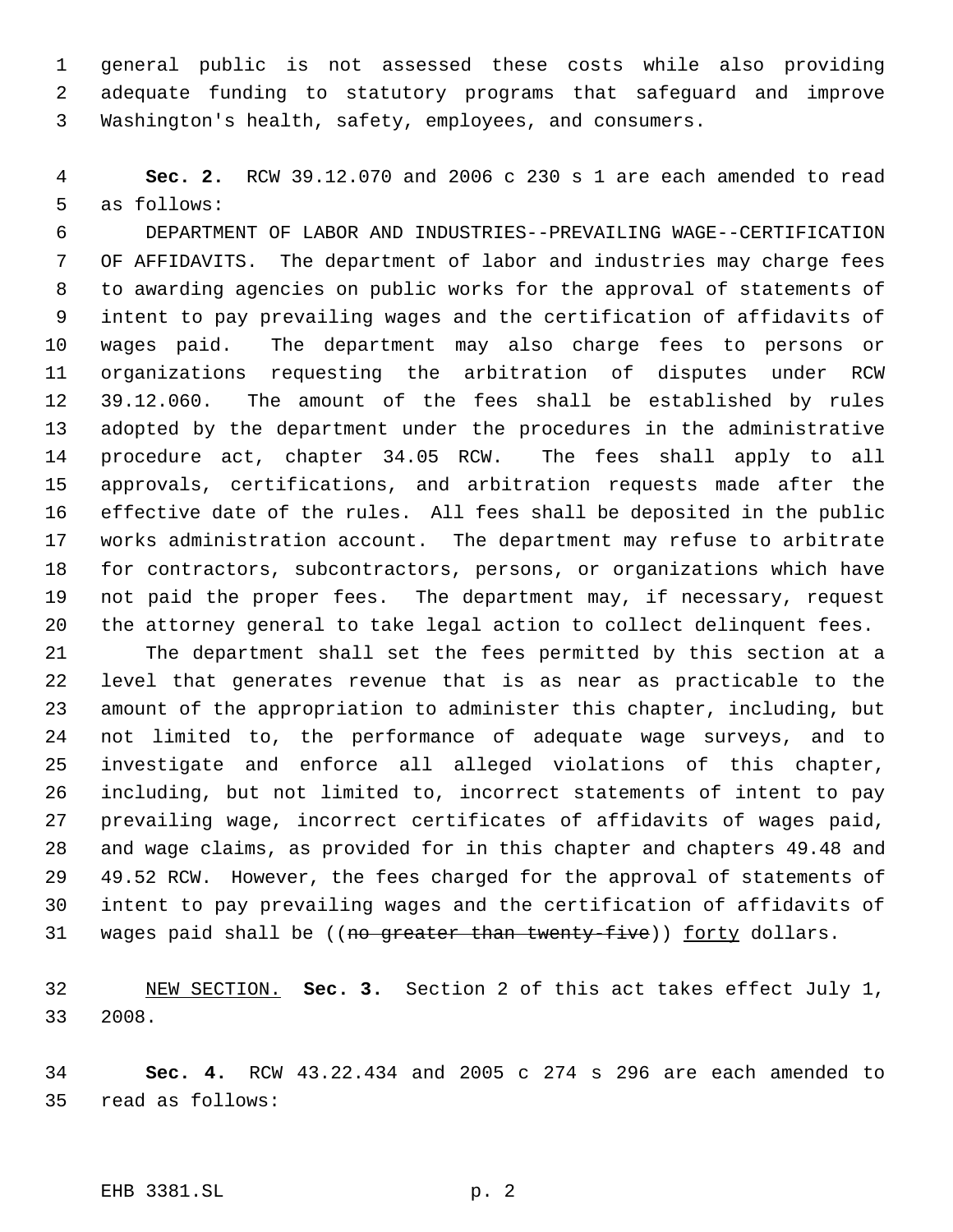general public is not assessed these costs while also providing adequate funding to statutory programs that safeguard and improve Washington's health, safety, employees, and consumers.

**Sec. 2.** RCW 39.12.070 and 2006 c 230 s 1 are each amended to read as follows:

DEPARTMENT OF LABOR AND INDUSTRIES--PREVAILING WAGE--CERTIFICATION OF AFFIDAVITS. The department of labor and industries may charge fees to awarding agencies on public works for the approval of statements of intent to pay prevailing wages and the certification of affidavits of wages paid. The department may also charge fees to persons or organizations requesting the arbitration of disputes under RCW 39.12.060. The amount of the fees shall be established by rules adopted by the department under the procedures in the administrative procedure act, chapter 34.05 RCW. The fees shall apply to all approvals, certifications, and arbitration requests made after the effective date of the rules. All fees shall be deposited in the public works administration account. The department may refuse to arbitrate for contractors, subcontractors, persons, or organizations which have not paid the proper fees. The department may, if necessary, request the attorney general to take legal action to collect delinquent fees.

The department shall set the fees permitted by this section at a level that generates revenue that is as near as practicable to the amount of the appropriation to administer this chapter, including, but not limited to, the performance of adequate wage surveys, and to investigate and enforce all alleged violations of this chapter, including, but not limited to, incorrect statements of intent to pay prevailing wage, incorrect certificates of affidavits of wages paid, and wage claims, as provided for in this chapter and chapters 49.48 and 49.52 RCW. However, the fees charged for the approval of statements of intent to pay prevailing wages and the certification of affidavits of wages paid shall be ((~~no greater than twenty-five~~)) <u>forty</u> dollars.

<u>NEW SECTION.</u> **Sec. 3.** Section 2 of this act takes effect July 1, 2008.

**Sec. 4.** RCW 43.22.434 and 2005 c 274 s 296 are each amended to read as follows: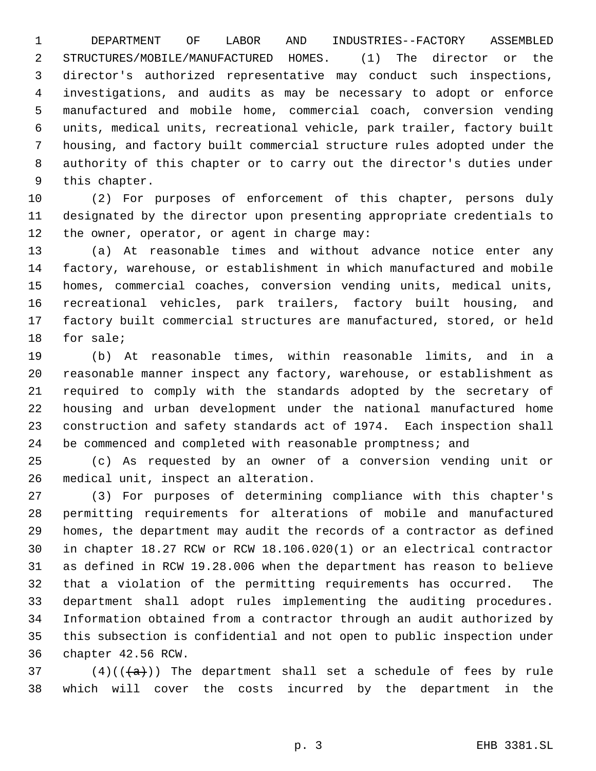DEPARTMENT OF LABOR AND INDUSTRIES--FACTORY ASSEMBLED STRUCTURES/MOBILE/MANUFACTURED HOMES. (1) The director or the director's authorized representative may conduct such inspections, investigations, and audits as may be necessary to adopt or enforce manufactured and mobile home, commercial coach, conversion vending units, medical units, recreational vehicle, park trailer, factory built housing, and factory built commercial structure rules adopted under the authority of this chapter or to carry out the director's duties under this chapter.

(2) For purposes of enforcement of this chapter, persons duly designated by the director upon presenting appropriate credentials to the owner, operator, or agent in charge may:

(a) At reasonable times and without advance notice enter any factory, warehouse, or establishment in which manufactured and mobile homes, commercial coaches, conversion vending units, medical units, recreational vehicles, park trailers, factory built housing, and factory built commercial structures are manufactured, stored, or held for sale;

(b) At reasonable times, within reasonable limits, and in a reasonable manner inspect any factory, warehouse, or establishment as required to comply with the standards adopted by the secretary of housing and urban development under the national manufactured home construction and safety standards act of 1974. Each inspection shall be commenced and completed with reasonable promptness; and

(c) As requested by an owner of a conversion vending unit or medical unit, inspect an alteration.

(3) For purposes of determining compliance with this chapter's permitting requirements for alterations of mobile and manufactured homes, the department may audit the records of a contractor as defined in chapter 18.27 RCW or RCW 18.106.020(1) or an electrical contractor as defined in RCW 19.28.006 when the department has reason to believe that a violation of the permitting requirements has occurred. The department shall adopt rules implementing the auditing procedures. Information obtained from a contractor through an audit authorized by this subsection is confidential and not open to public inspection under chapter 42.56 RCW.

(4)((~~(a)~~)) The department shall set a schedule of fees by rule which will cover the costs incurred by the department in the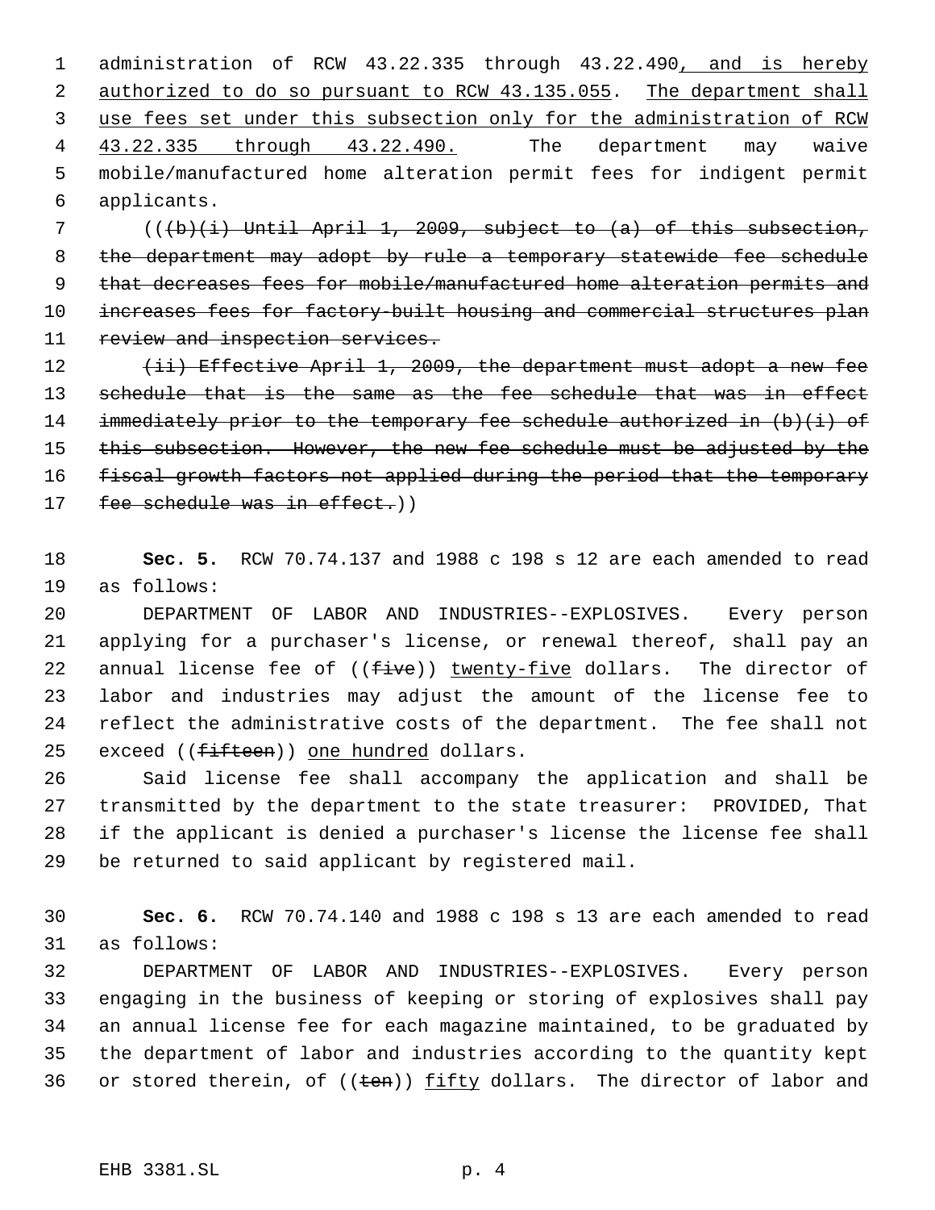administration of RCW 43.22.335 through 43.22.490, and is hereby authorized to do so pursuant to RCW 43.135.055. The department shall use fees set under this subsection only for the administration of RCW 43.22.335 through 43.22.490. The department may waive mobile/manufactured home alteration permit fees for indigent permit applicants.

(((b)(i) Until April 1, 2009, subject to (a) of this subsection, the department may adopt by rule a temporary statewide fee schedule that decreases fees for mobile/manufactured home alteration permits and increases fees for factory-built housing and commercial structures plan review and inspection services.

(ii) Effective April 1, 2009, the department must adopt a new fee schedule that is the same as the fee schedule that was in effect immediately prior to the temporary fee schedule authorized in (b)(i) of this subsection. However, the new fee schedule must be adjusted by the fiscal growth factors not applied during the period that the temporary fee schedule was in effect.))

**Sec. 5.** RCW 70.74.137 and 1988 c 198 s 12 are each amended to read as follows:

DEPARTMENT OF LABOR AND INDUSTRIES--EXPLOSIVES. Every person applying for a purchaser's license, or renewal thereof, shall pay an annual license fee of ((five)) twenty-five dollars. The director of labor and industries may adjust the amount of the license fee to reflect the administrative costs of the department. The fee shall not exceed ((fifteen)) one hundred dollars.

Said license fee shall accompany the application and shall be transmitted by the department to the state treasurer: PROVIDED, That if the applicant is denied a purchaser's license the license fee shall be returned to said applicant by registered mail.

**Sec. 6.** RCW 70.74.140 and 1988 c 198 s 13 are each amended to read as follows:

DEPARTMENT OF LABOR AND INDUSTRIES--EXPLOSIVES. Every person engaging in the business of keeping or storing of explosives shall pay an annual license fee for each magazine maintained, to be graduated by the department of labor and industries according to the quantity kept or stored therein, of ((ten)) fifty dollars. The director of labor and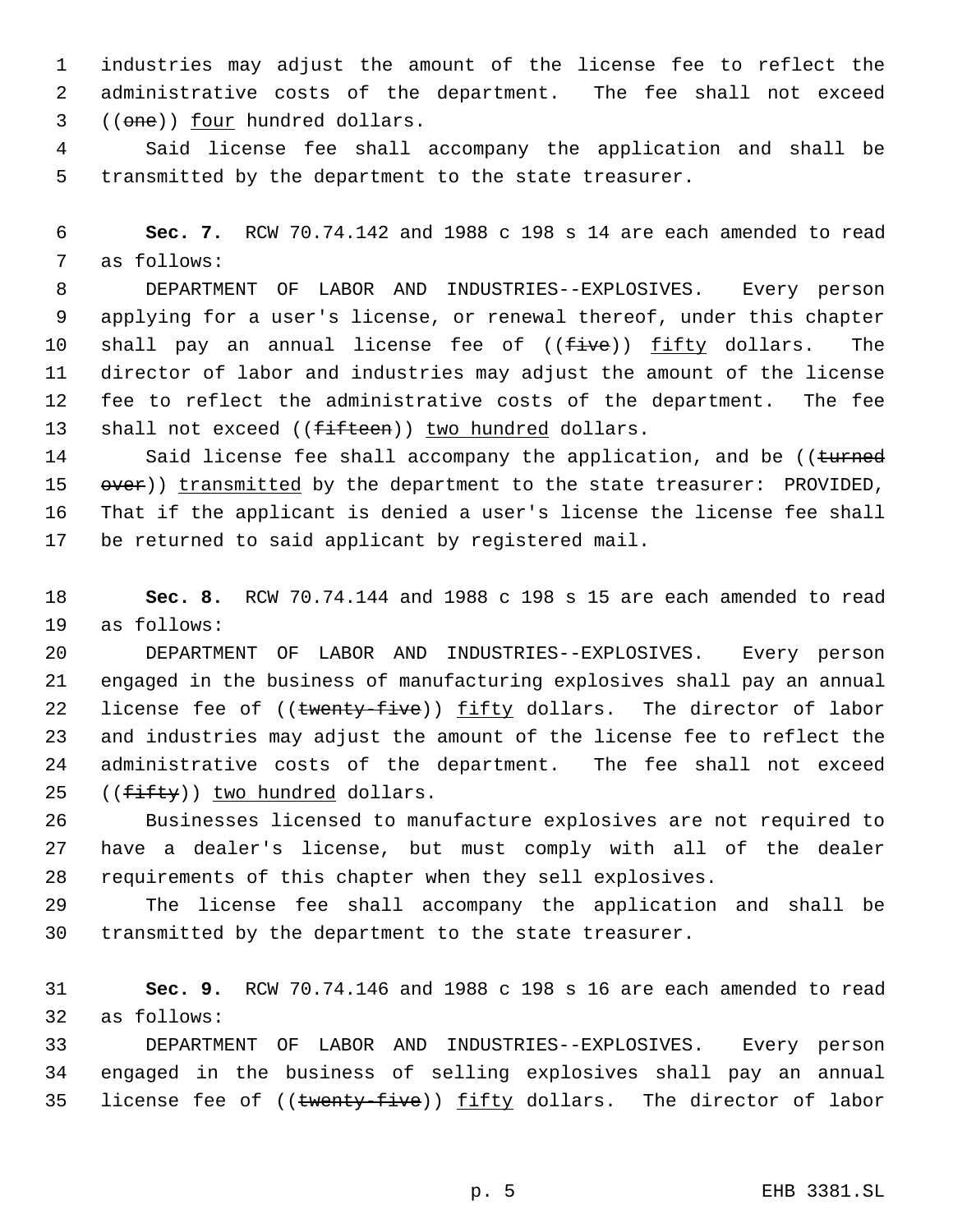industries may adjust the amount of the license fee to reflect the administrative costs of the department. The fee shall not exceed ((~~one~~)) <u>four</u> hundred dollars.

Said license fee shall accompany the application and shall be transmitted by the department to the state treasurer.

**Sec. 7.** RCW 70.74.142 and 1988 c 198 s 14 are each amended to read as follows:

DEPARTMENT OF LABOR AND INDUSTRIES--EXPLOSIVES. Every person applying for a user's license, or renewal thereof, under this chapter shall pay an annual license fee of ((~~five~~)) <u>fifty</u> dollars. The director of labor and industries may adjust the amount of the license fee to reflect the administrative costs of the department. The fee shall not exceed ((~~fifteen~~)) <u>two hundred</u> dollars.

Said license fee shall accompany the application, and be ((~~turned over~~)) <u>transmitted</u> by the department to the state treasurer: PROVIDED, That if the applicant is denied a user's license the license fee shall be returned to said applicant by registered mail.

**Sec. 8.** RCW 70.74.144 and 1988 c 198 s 15 are each amended to read as follows:

DEPARTMENT OF LABOR AND INDUSTRIES--EXPLOSIVES. Every person engaged in the business of manufacturing explosives shall pay an annual license fee of ((~~twenty-five~~)) <u>fifty</u> dollars. The director of labor and industries may adjust the amount of the license fee to reflect the administrative costs of the department. The fee shall not exceed ((~~fifty~~)) <u>two hundred</u> dollars.

Businesses licensed to manufacture explosives are not required to have a dealer's license, but must comply with all of the dealer requirements of this chapter when they sell explosives.

The license fee shall accompany the application and shall be transmitted by the department to the state treasurer.

**Sec. 9.** RCW 70.74.146 and 1988 c 198 s 16 are each amended to read as follows:

DEPARTMENT OF LABOR AND INDUSTRIES--EXPLOSIVES. Every person engaged in the business of selling explosives shall pay an annual license fee of ((~~twenty-five~~)) <u>fifty</u> dollars. The director of labor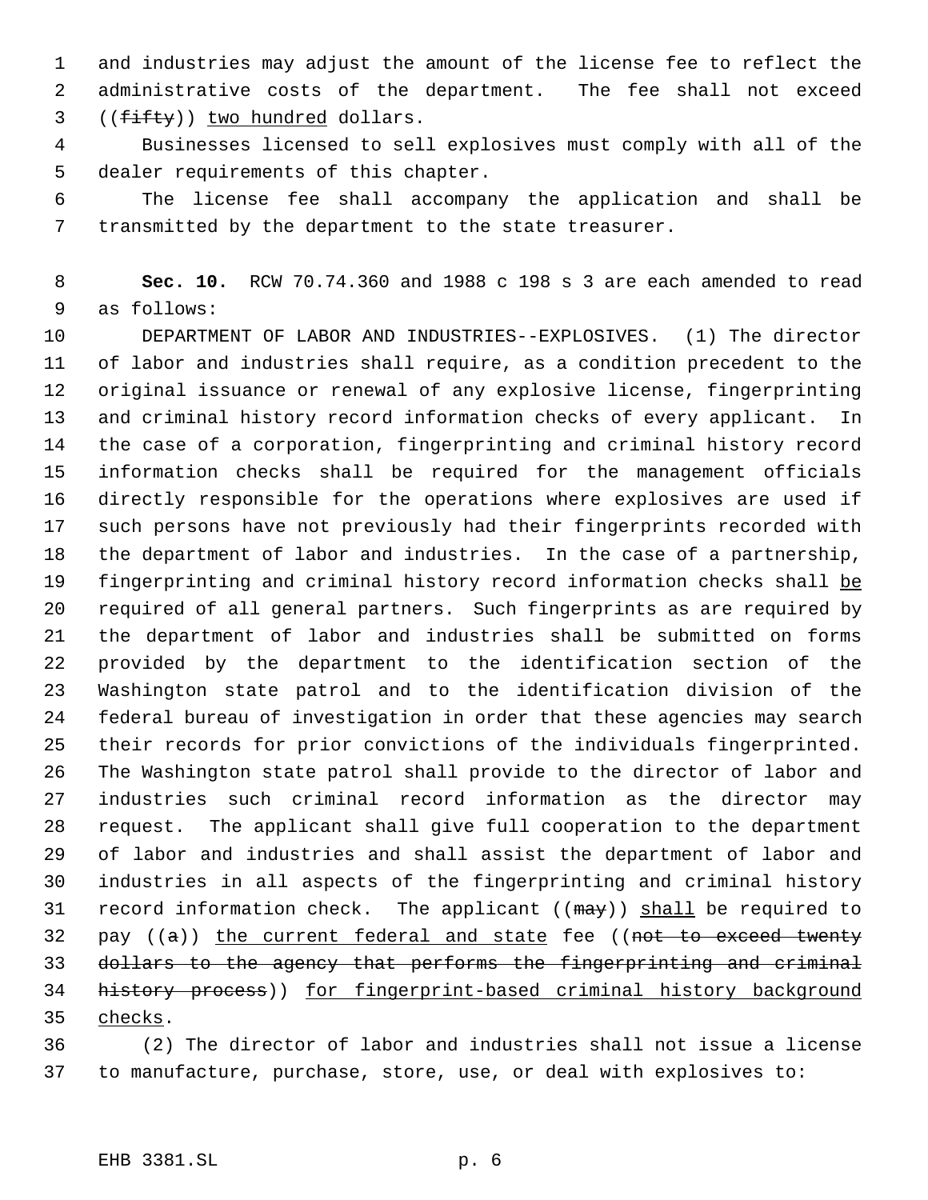and industries may adjust the amount of the license fee to reflect the administrative costs of the department. The fee shall not exceed ((~~fifty~~)) <u>two hundred</u> dollars.

Businesses licensed to sell explosives must comply with all of the dealer requirements of this chapter.

The license fee shall accompany the application and shall be transmitted by the department to the state treasurer.

**Sec. 10.** RCW 70.74.360 and 1988 c 198 s 3 are each amended to read as follows:

DEPARTMENT OF LABOR AND INDUSTRIES--EXPLOSIVES. (1) The director of labor and industries shall require, as a condition precedent to the original issuance or renewal of any explosive license, fingerprinting and criminal history record information checks of every applicant. In the case of a corporation, fingerprinting and criminal history record information checks shall be required for the management officials directly responsible for the operations where explosives are used if such persons have not previously had their fingerprints recorded with the department of labor and industries. In the case of a partnership, fingerprinting and criminal history record information checks shall <u>be</u> required of all general partners. Such fingerprints as are required by the department of labor and industries shall be submitted on forms provided by the department to the identification section of the Washington state patrol and to the identification division of the federal bureau of investigation in order that these agencies may search their records for prior convictions of the individuals fingerprinted. The Washington state patrol shall provide to the director of labor and industries such criminal record information as the director may request. The applicant shall give full cooperation to the department of labor and industries and shall assist the department of labor and industries in all aspects of the fingerprinting and criminal history record information check. The applicant ((~~may~~)) <u>shall</u> be required to pay ((~~a~~)) <u>the current federal and state</u> fee ((~~not to exceed twenty dollars to the agency that performs the fingerprinting and criminal history process~~)) <u>for fingerprint-based criminal history background checks</u>.

(2) The director of labor and industries shall not issue a license to manufacture, purchase, store, use, or deal with explosives to: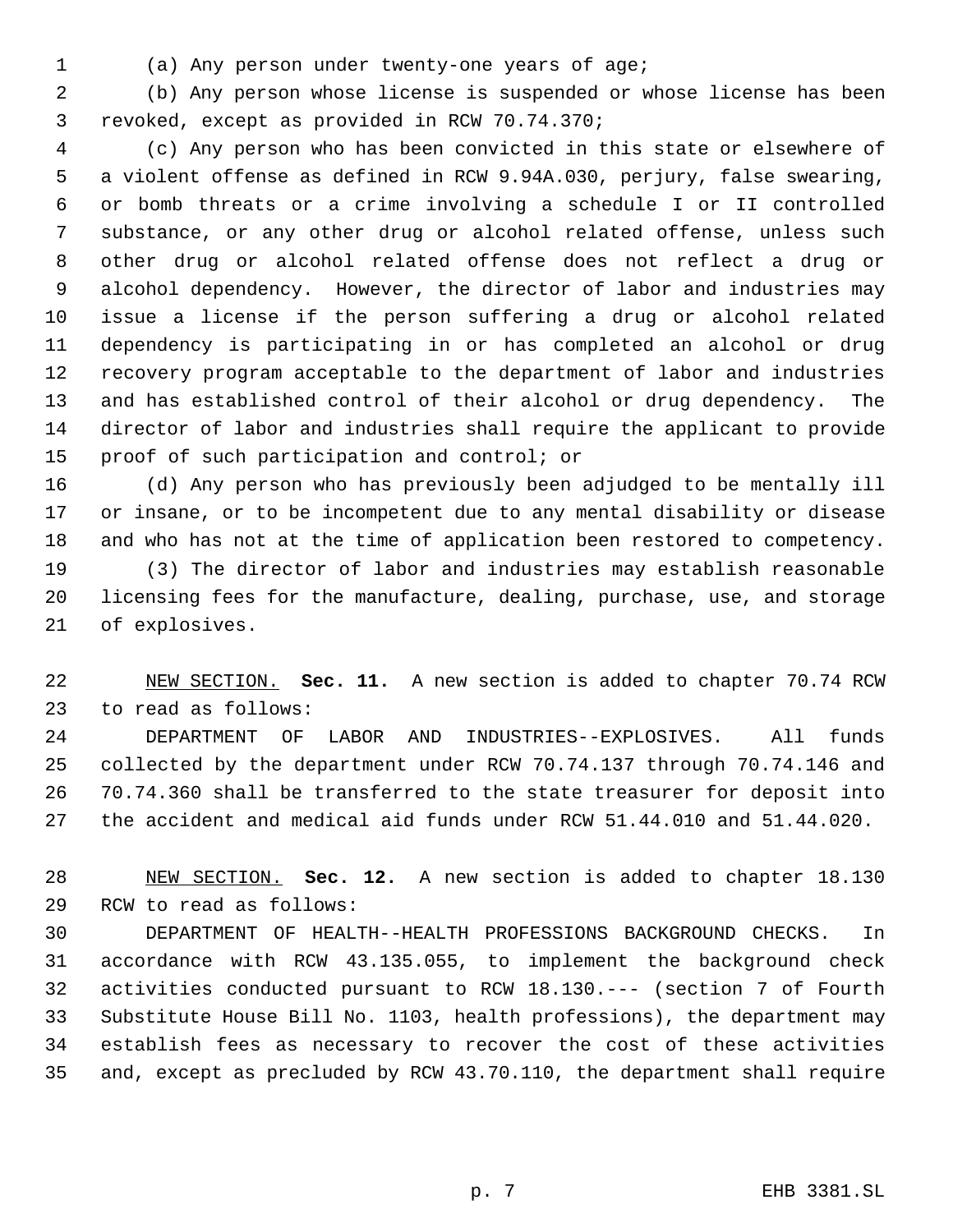(a) Any person under twenty-one years of age;

(b) Any person whose license is suspended or whose license has been revoked, except as provided in RCW 70.74.370;

(c) Any person who has been convicted in this state or elsewhere of a violent offense as defined in RCW 9.94A.030, perjury, false swearing, or bomb threats or a crime involving a schedule I or II controlled substance, or any other drug or alcohol related offense, unless such other drug or alcohol related offense does not reflect a drug or alcohol dependency. However, the director of labor and industries may issue a license if the person suffering a drug or alcohol related dependency is participating in or has completed an alcohol or drug recovery program acceptable to the department of labor and industries and has established control of their alcohol or drug dependency. The director of labor and industries shall require the applicant to provide proof of such participation and control; or

(d) Any person who has previously been adjudged to be mentally ill or insane, or to be incompetent due to any mental disability or disease and who has not at the time of application been restored to competency.

(3) The director of labor and industries may establish reasonable licensing fees for the manufacture, dealing, purchase, use, and storage of explosives.

NEW SECTION. **Sec. 11.** A new section is added to chapter 70.74 RCW to read as follows:

DEPARTMENT OF LABOR AND INDUSTRIES--EXPLOSIVES. All funds collected by the department under RCW 70.74.137 through 70.74.146 and 70.74.360 shall be transferred to the state treasurer for deposit into the accident and medical aid funds under RCW 51.44.010 and 51.44.020.

NEW SECTION. **Sec. 12.** A new section is added to chapter 18.130 RCW to read as follows:

DEPARTMENT OF HEALTH--HEALTH PROFESSIONS BACKGROUND CHECKS. In accordance with RCW 43.135.055, to implement the background check activities conducted pursuant to RCW 18.130.--- (section 7 of Fourth Substitute House Bill No. 1103, health professions), the department may establish fees as necessary to recover the cost of these activities and, except as precluded by RCW 43.70.110, the department shall require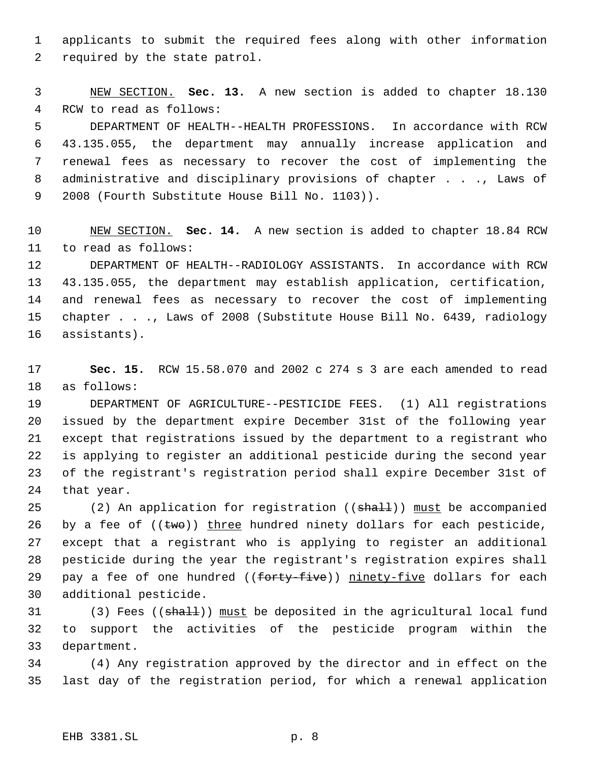applicants to submit the required fees along with other information required by the state patrol.

NEW SECTION. **Sec. 13.** A new section is added to chapter 18.130 RCW to read as follows:

DEPARTMENT OF HEALTH--HEALTH PROFESSIONS. In accordance with RCW 43.135.055, the department may annually increase application and renewal fees as necessary to recover the cost of implementing the administrative and disciplinary provisions of chapter . . ., Laws of 2008 (Fourth Substitute House Bill No. 1103)).

NEW SECTION. **Sec. 14.** A new section is added to chapter 18.84 RCW to read as follows:

DEPARTMENT OF HEALTH--RADIOLOGY ASSISTANTS. In accordance with RCW 43.135.055, the department may establish application, certification, and renewal fees as necessary to recover the cost of implementing chapter . . ., Laws of 2008 (Substitute House Bill No. 6439, radiology assistants).

**Sec. 15.** RCW 15.58.070 and 2002 c 274 s 3 are each amended to read as follows:

DEPARTMENT OF AGRICULTURE--PESTICIDE FEES. (1) All registrations issued by the department expire December 31st of the following year except that registrations issued by the department to a registrant who is applying to register an additional pesticide during the second year of the registrant's registration period shall expire December 31st of that year.

(2) An application for registration ((~~shall~~)) <u>must</u> be accompanied by a fee of ((~~two~~)) <u>three</u> hundred ninety dollars for each pesticide, except that a registrant who is applying to register an additional pesticide during the year the registrant's registration expires shall pay a fee of one hundred ((~~forty-five~~)) <u>ninety-five</u> dollars for each additional pesticide.

(3) Fees ((~~shall~~)) <u>must</u> be deposited in the agricultural local fund to support the activities of the pesticide program within the department.

(4) Any registration approved by the director and in effect on the last day of the registration period, for which a renewal application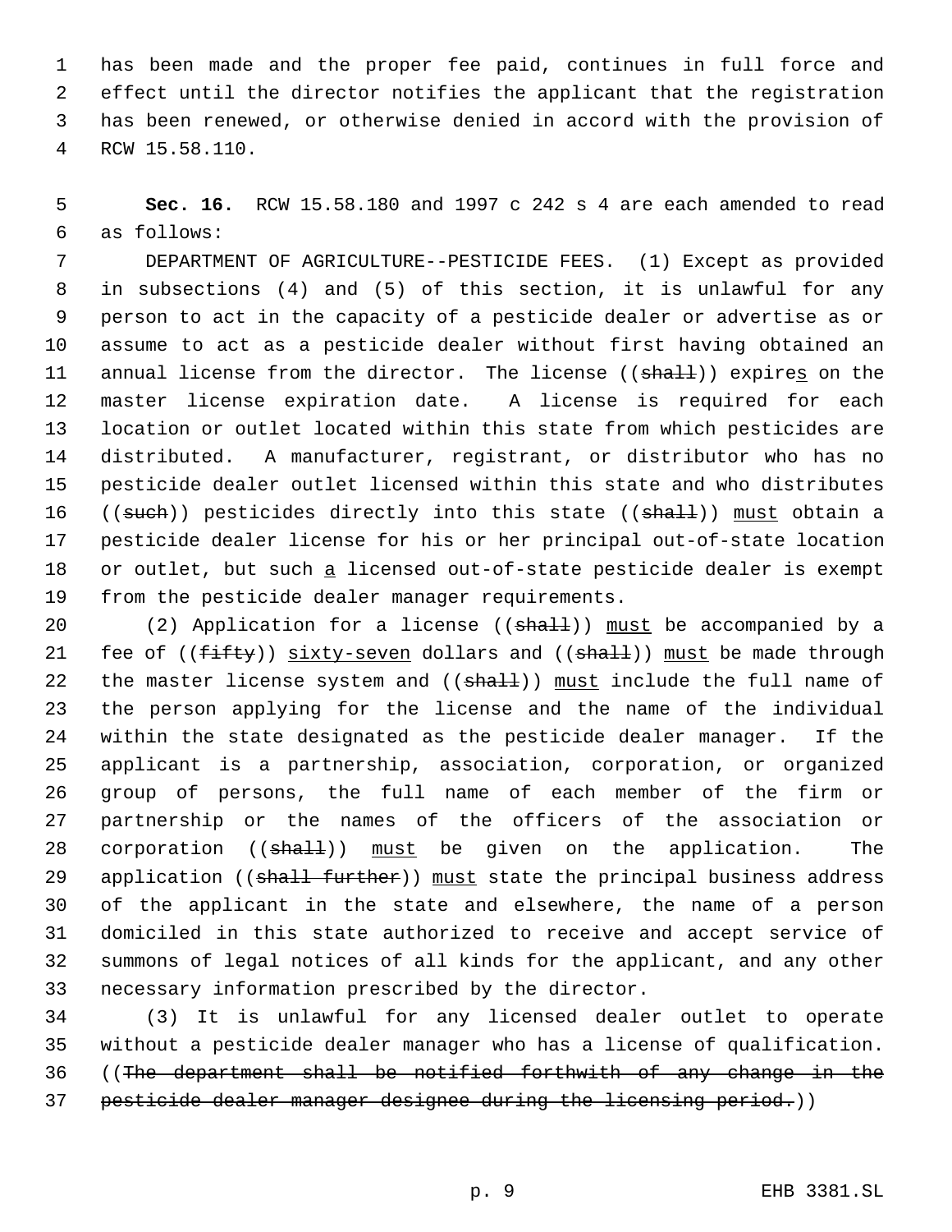has been made and the proper fee paid, continues in full force and effect until the director notifies the applicant that the registration has been renewed, or otherwise denied in accord with the provision of RCW 15.58.110.

**Sec. 16.** RCW 15.58.180 and 1997 c 242 s 4 are each amended to read as follows:

DEPARTMENT OF AGRICULTURE--PESTICIDE FEES. (1) Except as provided in subsections (4) and (5) of this section, it is unlawful for any person to act in the capacity of a pesticide dealer or advertise as or assume to act as a pesticide dealer without first having obtained an annual license from the director. The license ((~~shall~~)) expire<u>s</u> on the master license expiration date. A license is required for each location or outlet located within this state from which pesticides are distributed. A manufacturer, registrant, or distributor who has no pesticide dealer outlet licensed within this state and who distributes ((~~such~~)) pesticides directly into this state ((~~shall~~)) <u>must</u> obtain a pesticide dealer license for his or her principal out-of-state location or outlet, but such <u>a</u> licensed out-of-state pesticide dealer is exempt from the pesticide dealer manager requirements.

(2) Application for a license ((~~shall~~)) <u>must</u> be accompanied by a fee of ((~~fifty~~)) <u>sixty-seven</u> dollars and ((~~shall~~)) <u>must</u> be made through the master license system and ((~~shall~~)) <u>must</u> include the full name of the person applying for the license and the name of the individual within the state designated as the pesticide dealer manager. If the applicant is a partnership, association, corporation, or organized group of persons, the full name of each member of the firm or partnership or the names of the officers of the association or corporation ((~~shall~~)) <u>must</u> be given on the application. The application ((~~shall further~~)) <u>must</u> state the principal business address of the applicant in the state and elsewhere, the name of a person domiciled in this state authorized to receive and accept service of summons of legal notices of all kinds for the applicant, and any other necessary information prescribed by the director.

(3) It is unlawful for any licensed dealer outlet to operate without a pesticide dealer manager who has a license of qualification. ((~~The department shall be notified forthwith of any change in the pesticide dealer manager designee during the licensing period.~~))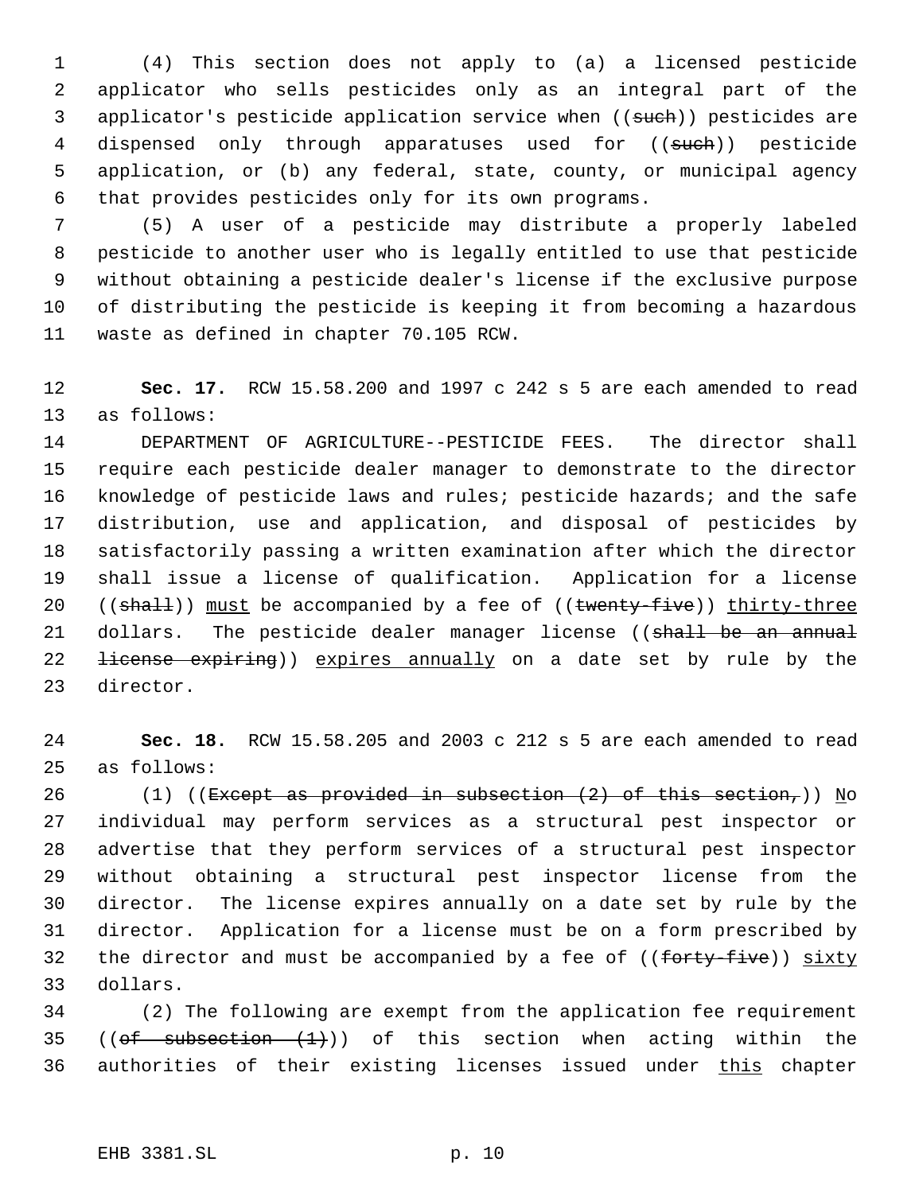(4) This section does not apply to (a) a licensed pesticide applicator who sells pesticides only as an integral part of the applicator's pesticide application service when ((~~such~~)) pesticides are dispensed only through apparatuses used for ((~~such~~)) pesticide application, or (b) any federal, state, county, or municipal agency that provides pesticides only for its own programs.

(5) A user of a pesticide may distribute a properly labeled pesticide to another user who is legally entitled to use that pesticide without obtaining a pesticide dealer's license if the exclusive purpose of distributing the pesticide is keeping it from becoming a hazardous waste as defined in chapter 70.105 RCW.

**Sec. 17.** RCW 15.58.200 and 1997 c 242 s 5 are each amended to read as follows:

DEPARTMENT OF AGRICULTURE--PESTICIDE FEES. The director shall require each pesticide dealer manager to demonstrate to the director knowledge of pesticide laws and rules; pesticide hazards; and the safe distribution, use and application, and disposal of pesticides by satisfactorily passing a written examination after which the director shall issue a license of qualification. Application for a license ((~~shall~~)) <u>must</u> be accompanied by a fee of ((~~twenty-five~~)) <u>thirty-three</u> dollars. The pesticide dealer manager license ((~~shall be an annual license expiring~~)) <u>expires annually</u> on a date set by rule by the director.

**Sec. 18.** RCW 15.58.205 and 2003 c 212 s 5 are each amended to read as follows:

(1) ((~~Except as provided in subsection (2) of this section,~~)) <u>N</u>o individual may perform services as a structural pest inspector or advertise that they perform services of a structural pest inspector without obtaining a structural pest inspector license from the director. The license expires annually on a date set by rule by the director. Application for a license must be on a form prescribed by the director and must be accompanied by a fee of ((~~forty-five~~)) <u>sixty</u> dollars.

(2) The following are exempt from the application fee requirement ((~~of subsection (1)~~)) of this section when acting within the authorities of their existing licenses issued under <u>this</u> chapter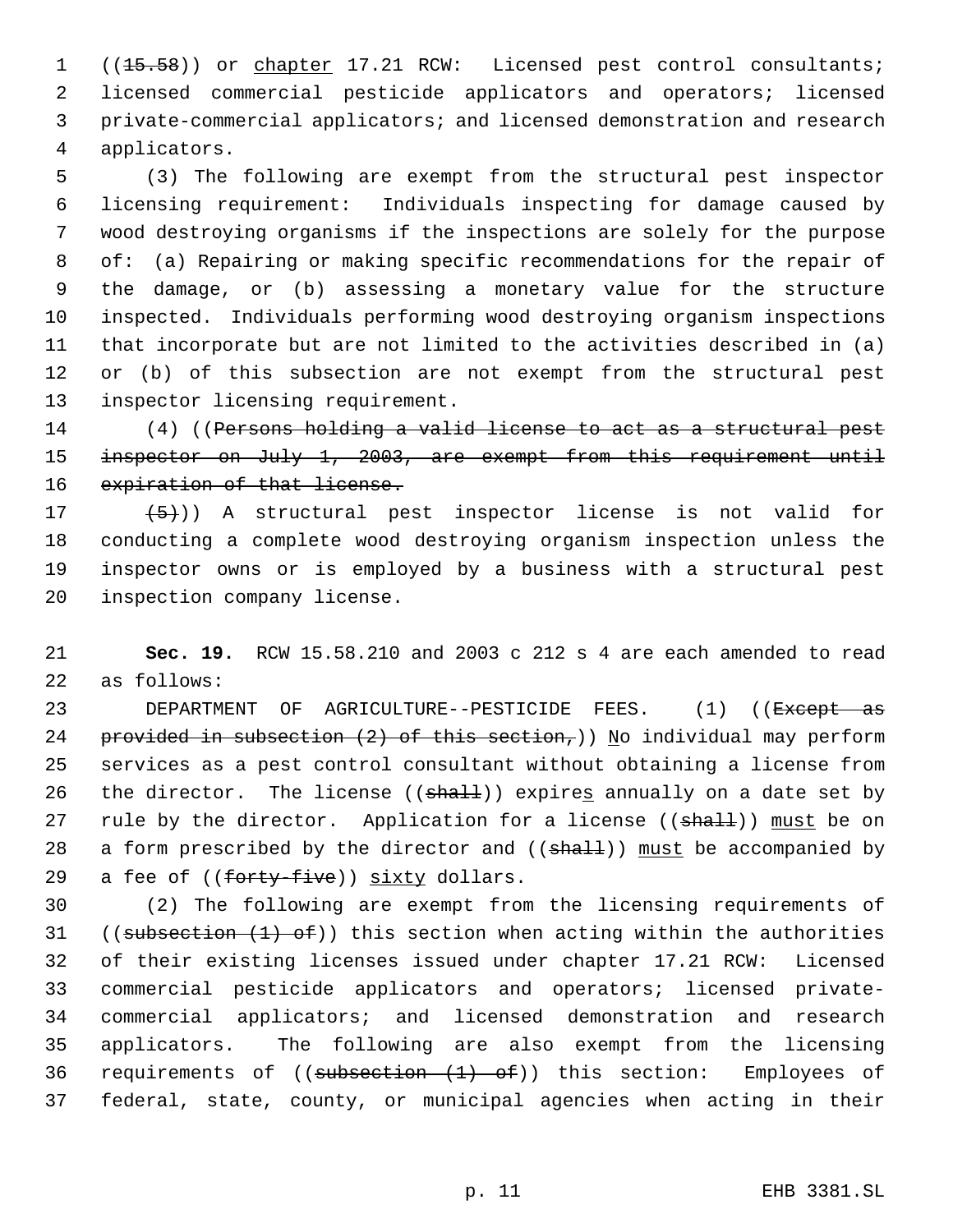((~~15.58~~)) or chapter 17.21 RCW: Licensed pest control consultants; licensed commercial pesticide applicators and operators; licensed private-commercial applicators; and licensed demonstration and research applicators.

(3) The following are exempt from the structural pest inspector licensing requirement: Individuals inspecting for damage caused by wood destroying organisms if the inspections are solely for the purpose of: (a) Repairing or making specific recommendations for the repair of the damage, or (b) assessing a monetary value for the structure inspected. Individuals performing wood destroying organism inspections that incorporate but are not limited to the activities described in (a) or (b) of this subsection are not exempt from the structural pest inspector licensing requirement.

(4) ((~~Persons holding a valid license to act as a structural pest inspector on July 1, 2003, are exempt from this requirement until expiration of that license.~~

~~(5)~~)) A structural pest inspector license is not valid for conducting a complete wood destroying organism inspection unless the inspector owns or is employed by a business with a structural pest inspection company license.

**Sec. 19.** RCW 15.58.210 and 2003 c 212 s 4 are each amended to read as follows:

DEPARTMENT OF AGRICULTURE--PESTICIDE FEES. (1) ((~~Except as provided in subsection (2) of this section,~~)) No individual may perform services as a pest control consultant without obtaining a license from the director. The license ((~~shall~~)) expires annually on a date set by rule by the director. Application for a license ((~~shall~~)) must be on a form prescribed by the director and ((~~shall~~)) must be accompanied by a fee of ((~~forty-five~~)) sixty dollars.

(2) The following are exempt from the licensing requirements of ((~~subsection (1) of~~)) this section when acting within the authorities of their existing licenses issued under chapter 17.21 RCW: Licensed commercial pesticide applicators and operators; licensed private-commercial applicators; and licensed demonstration and research applicators. The following are also exempt from the licensing requirements of ((~~subsection (1) of~~)) this section: Employees of federal, state, county, or municipal agencies when acting in their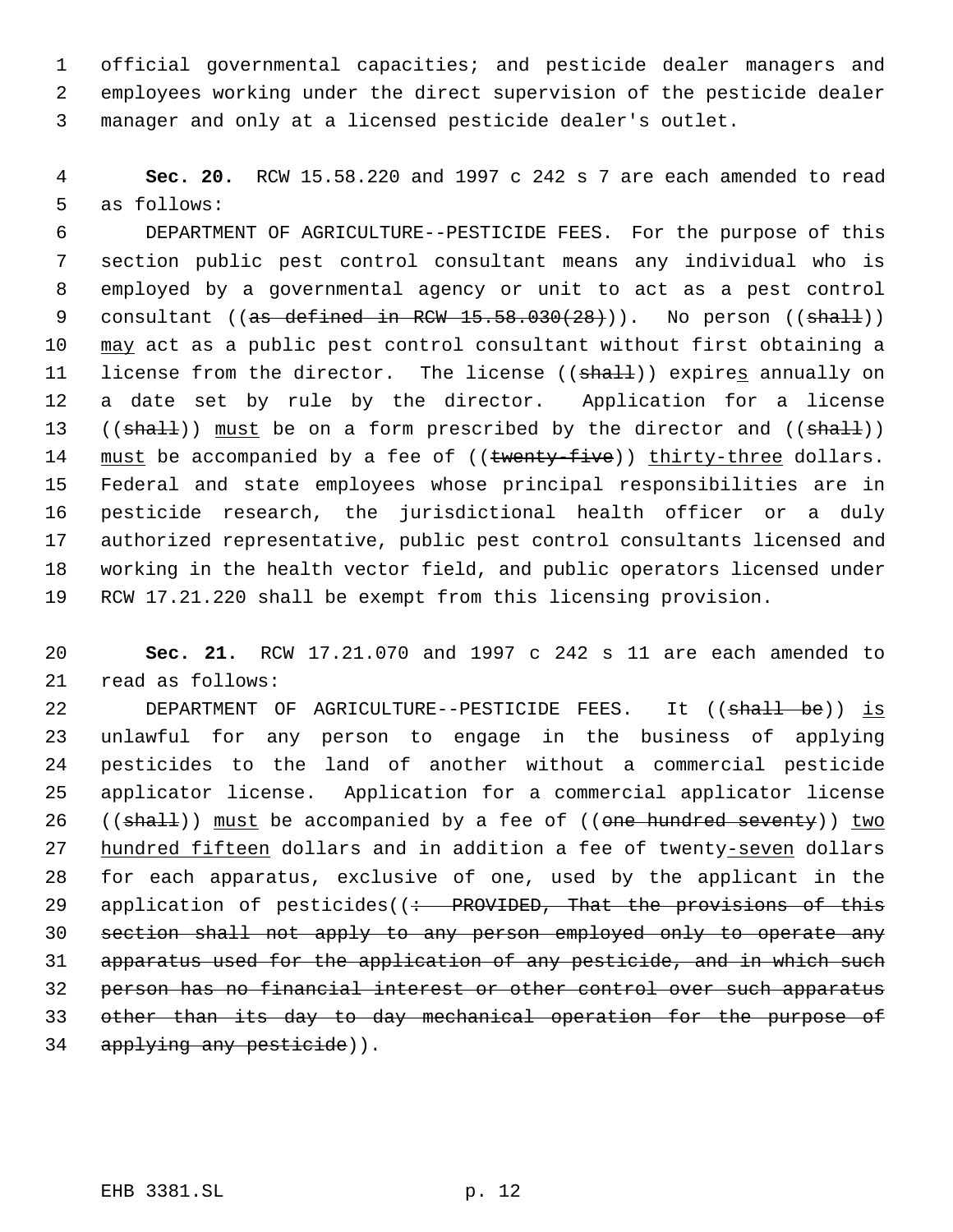official governmental capacities; and pesticide dealer managers and employees working under the direct supervision of the pesticide dealer manager and only at a licensed pesticide dealer's outlet.

**Sec. 20.** RCW 15.58.220 and 1997 c 242 s 7 are each amended to read as follows:

DEPARTMENT OF AGRICULTURE--PESTICIDE FEES. For the purpose of this section public pest control consultant means any individual who is employed by a governmental agency or unit to act as a pest control consultant ((~~as defined in RCW 15.58.030(28)~~)). No person ((~~shall~~)) <u>may</u> act as a public pest control consultant without first obtaining a license from the director. The license ((~~shall~~)) expire<u>s</u> annually on a date set by rule by the director. Application for a license ((~~shall~~)) <u>must</u> be on a form prescribed by the director and ((~~shall~~)) <u>must</u> be accompanied by a fee of ((~~twenty-five~~)) <u>thirty-three</u> dollars. Federal and state employees whose principal responsibilities are in pesticide research, the jurisdictional health officer or a duly authorized representative, public pest control consultants licensed and working in the health vector field, and public operators licensed under RCW 17.21.220 shall be exempt from this licensing provision.

**Sec. 21.** RCW 17.21.070 and 1997 c 242 s 11 are each amended to read as follows:

DEPARTMENT OF AGRICULTURE--PESTICIDE FEES. It ((~~shall be~~)) <u>is</u> unlawful for any person to engage in the business of applying pesticides to the land of another without a commercial pesticide applicator license. Application for a commercial applicator license ((~~shall~~)) <u>must</u> be accompanied by a fee of ((~~one hundred seventy~~)) <u>two hundred fifteen</u> dollars and in addition a fee of twenty<u>-seven</u> dollars for each apparatus, exclusive of one, used by the applicant in the application of pesticides((~~: PROVIDED, That the provisions of this section shall not apply to any person employed only to operate any apparatus used for the application of any pesticide, and in which such person has no financial interest or other control over such apparatus other than its day to day mechanical operation for the purpose of applying any pesticide~~)).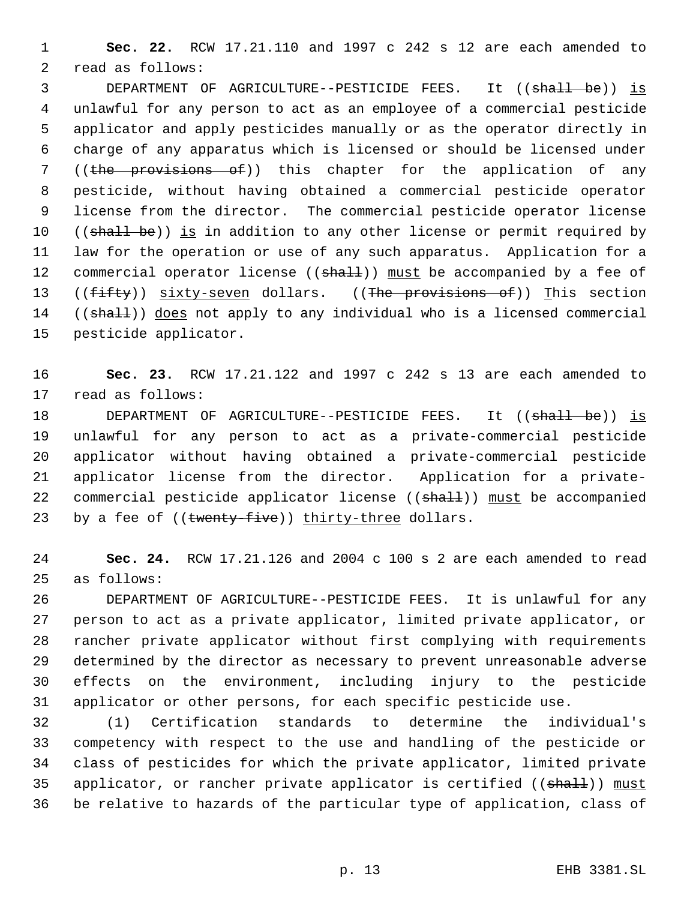**Sec. 22.** RCW 17.21.110 and 1997 c 242 s 12 are each amended to read as follows:

DEPARTMENT OF AGRICULTURE--PESTICIDE FEES. It ((~~shall be~~)) <u>is</u> unlawful for any person to act as an employee of a commercial pesticide applicator and apply pesticides manually or as the operator directly in charge of any apparatus which is licensed or should be licensed under ((~~the provisions of~~)) this chapter for the application of any pesticide, without having obtained a commercial pesticide operator license from the director. The commercial pesticide operator license ((~~shall be~~)) <u>is</u> in addition to any other license or permit required by law for the operation or use of any such apparatus. Application for a commercial operator license ((~~shall~~)) <u>must</u> be accompanied by a fee of ((~~fifty~~)) <u>sixty-seven</u> dollars. ((~~The provisions of~~)) <u>T</u>his section ((~~shall~~)) <u>does</u> not apply to any individual who is a licensed commercial pesticide applicator.

**Sec. 23.** RCW 17.21.122 and 1997 c 242 s 13 are each amended to read as follows:

DEPARTMENT OF AGRICULTURE--PESTICIDE FEES. It ((~~shall be~~)) <u>is</u> unlawful for any person to act as a private-commercial pesticide applicator without having obtained a private-commercial pesticide applicator license from the director. Application for a private-commercial pesticide applicator license ((~~shall~~)) <u>must</u> be accompanied by a fee of ((~~twenty-five~~)) <u>thirty-three</u> dollars.

**Sec. 24.** RCW 17.21.126 and 2004 c 100 s 2 are each amended to read as follows:

DEPARTMENT OF AGRICULTURE--PESTICIDE FEES. It is unlawful for any person to act as a private applicator, limited private applicator, or rancher private applicator without first complying with requirements determined by the director as necessary to prevent unreasonable adverse effects on the environment, including injury to the pesticide applicator or other persons, for each specific pesticide use.

(1) Certification standards to determine the individual's competency with respect to the use and handling of the pesticide or class of pesticides for which the private applicator, limited private applicator, or rancher private applicator is certified ((~~shall~~)) <u>must</u> be relative to hazards of the particular type of application, class of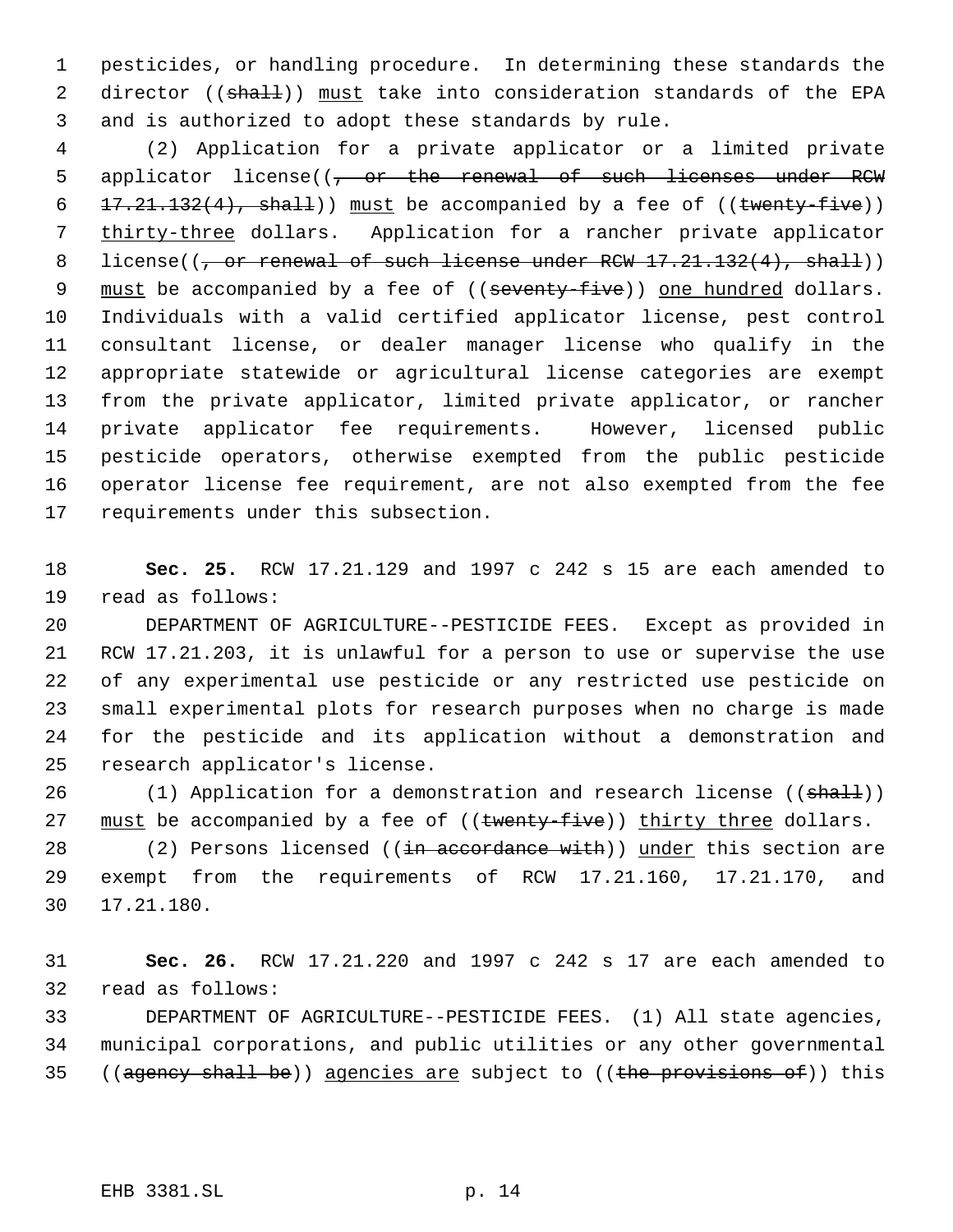pesticides, or handling procedure. In determining these standards the director ((~~shall~~)) must take into consideration standards of the EPA and is authorized to adopt these standards by rule.

(2) Application for a private applicator or a limited private applicator license((~~, or the renewal of such licenses under RCW 17.21.132(4), shall~~)) must be accompanied by a fee of ((~~twenty-five~~)) thirty-three dollars. Application for a rancher private applicator license((~~, or renewal of such license under RCW 17.21.132(4), shall~~)) must be accompanied by a fee of ((~~seventy-five~~)) one hundred dollars. Individuals with a valid certified applicator license, pest control consultant license, or dealer manager license who qualify in the appropriate statewide or agricultural license categories are exempt from the private applicator, limited private applicator, or rancher private applicator fee requirements. However, licensed public pesticide operators, otherwise exempted from the public pesticide operator license fee requirement, are not also exempted from the fee requirements under this subsection.

**Sec. 25.** RCW 17.21.129 and 1997 c 242 s 15 are each amended to read as follows:

DEPARTMENT OF AGRICULTURE--PESTICIDE FEES. Except as provided in RCW 17.21.203, it is unlawful for a person to use or supervise the use of any experimental use pesticide or any restricted use pesticide on small experimental plots for research purposes when no charge is made for the pesticide and its application without a demonstration and research applicator's license.

(1) Application for a demonstration and research license ((~~shall~~)) must be accompanied by a fee of ((~~twenty-five~~)) thirty three dollars.

(2) Persons licensed ((~~in accordance with~~)) under this section are exempt from the requirements of RCW 17.21.160, 17.21.170, and 17.21.180.

**Sec. 26.** RCW 17.21.220 and 1997 c 242 s 17 are each amended to read as follows:

DEPARTMENT OF AGRICULTURE--PESTICIDE FEES. (1) All state agencies, municipal corporations, and public utilities or any other governmental ((~~agency shall be~~)) agencies are subject to ((~~the provisions of~~)) this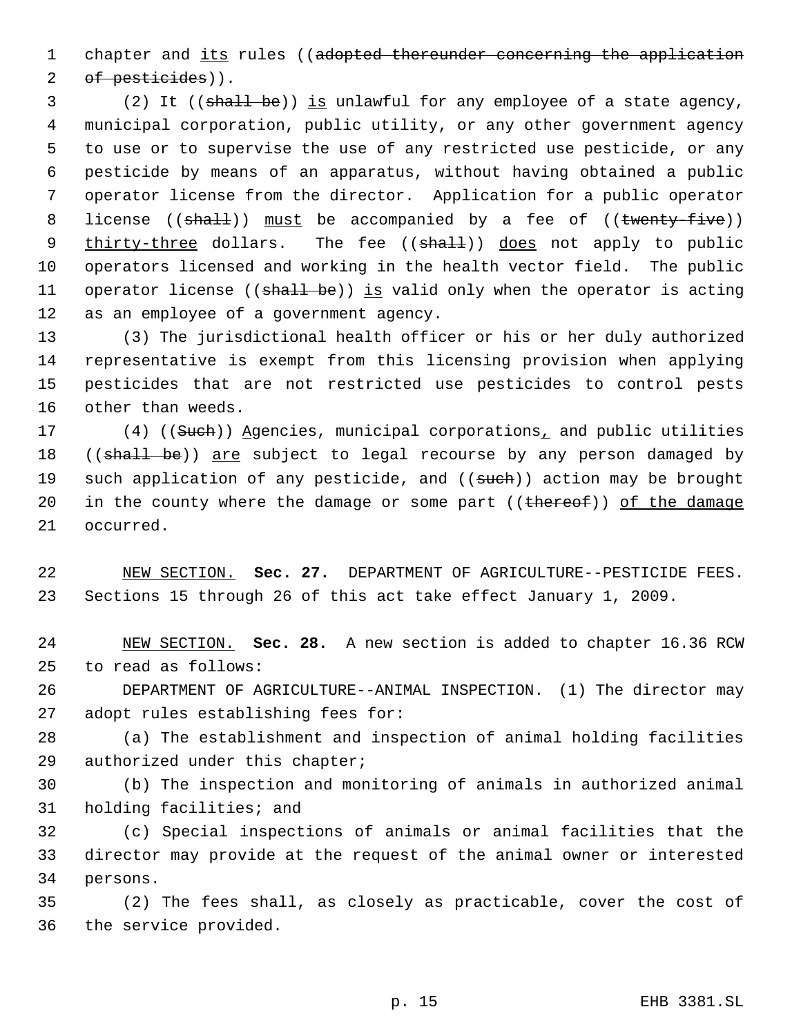chapter and its rules ((~~adopted thereunder concerning the application of pesticides~~)).

(2) It ((~~shall be~~)) is unlawful for any employee of a state agency, municipal corporation, public utility, or any other government agency to use or to supervise the use of any restricted use pesticide, or any pesticide by means of an apparatus, without having obtained a public operator license from the director. Application for a public operator license ((~~shall~~)) must be accompanied by a fee of ((~~twenty-five~~)) thirty-three dollars. The fee ((~~shall~~)) does not apply to public operators licensed and working in the health vector field. The public operator license ((~~shall be~~)) is valid only when the operator is acting as an employee of a government agency.

(3) The jurisdictional health officer or his or her duly authorized representative is exempt from this licensing provision when applying pesticides that are not restricted use pesticides to control pests other than weeds.

(4) ((~~Such~~)) Agencies, municipal corporations, and public utilities ((~~shall be~~)) are subject to legal recourse by any person damaged by such application of any pesticide, and ((~~such~~)) action may be brought in the county where the damage or some part ((~~thereof~~)) of the damage occurred.

NEW SECTION. **Sec. 27.** DEPARTMENT OF AGRICULTURE--PESTICIDE FEES. Sections 15 through 26 of this act take effect January 1, 2009.

NEW SECTION. **Sec. 28.** A new section is added to chapter 16.36 RCW to read as follows:

DEPARTMENT OF AGRICULTURE--ANIMAL INSPECTION. (1) The director may adopt rules establishing fees for:

(a) The establishment and inspection of animal holding facilities authorized under this chapter;

(b) The inspection and monitoring of animals in authorized animal holding facilities; and

(c) Special inspections of animals or animal facilities that the director may provide at the request of the animal owner or interested persons.

(2) The fees shall, as closely as practicable, cover the cost of the service provided.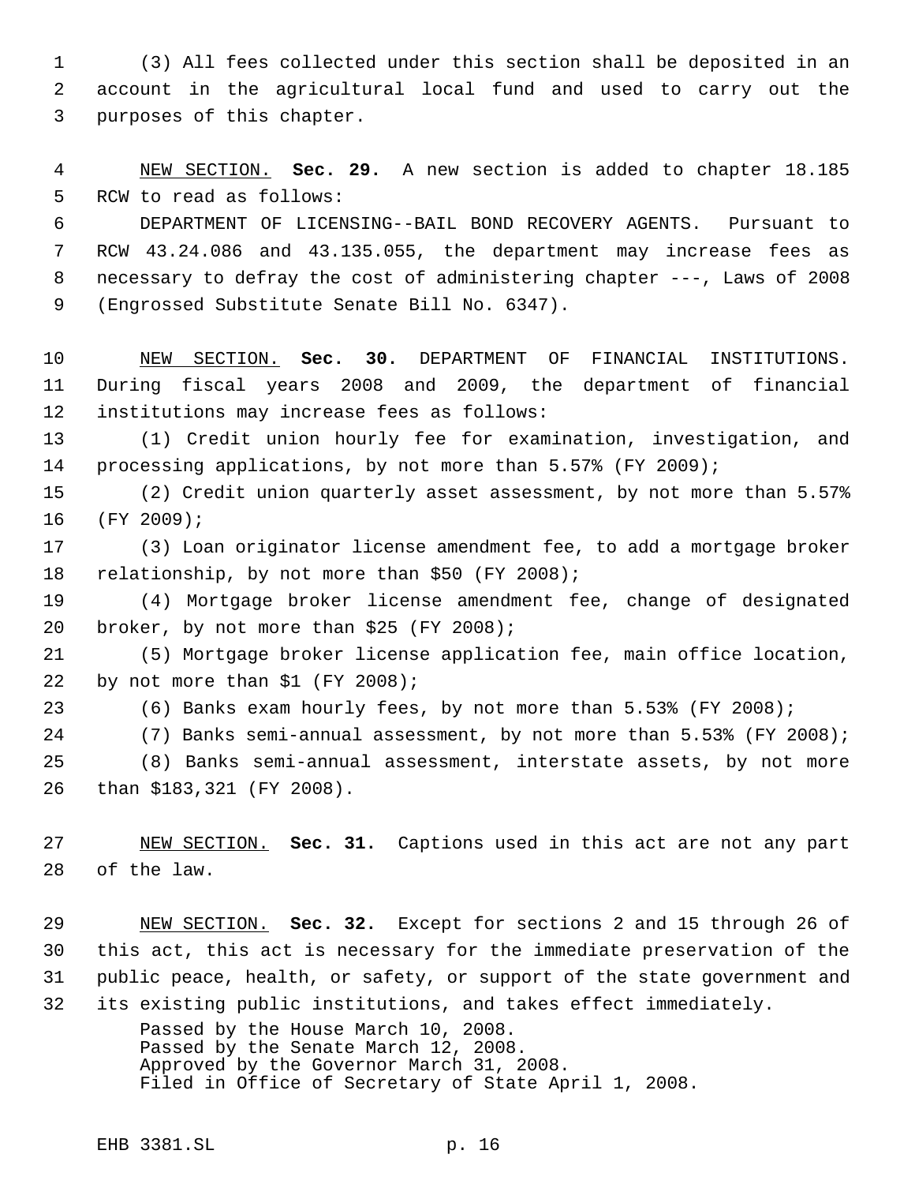(3) All fees collected under this section shall be deposited in an account in the agricultural local fund and used to carry out the purposes of this chapter.

NEW SECTION. **Sec. 29.** A new section is added to chapter 18.185 RCW to read as follows:

DEPARTMENT OF LICENSING--BAIL BOND RECOVERY AGENTS. Pursuant to RCW 43.24.086 and 43.135.055, the department may increase fees as necessary to defray the cost of administering chapter ---, Laws of 2008 (Engrossed Substitute Senate Bill No. 6347).

NEW SECTION. **Sec. 30.** DEPARTMENT OF FINANCIAL INSTITUTIONS. During fiscal years 2008 and 2009, the department of financial institutions may increase fees as follows:

(1) Credit union hourly fee for examination, investigation, and processing applications, by not more than 5.57% (FY 2009);

(2) Credit union quarterly asset assessment, by not more than 5.57% (FY 2009);

(3) Loan originator license amendment fee, to add a mortgage broker relationship, by not more than $50 (FY 2008);

(4) Mortgage broker license amendment fee, change of designated broker, by not more than $25 (FY 2008);

(5) Mortgage broker license application fee, main office location, by not more than $1 (FY 2008);

(6) Banks exam hourly fees, by not more than 5.53% (FY 2008);

(7) Banks semi-annual assessment, by not more than 5.53% (FY 2008);

(8) Banks semi-annual assessment, interstate assets, by not more than $183,321 (FY 2008).

NEW SECTION. **Sec. 31.** Captions used in this act are not any part of the law.

NEW SECTION. **Sec. 32.** Except for sections 2 and 15 through 26 of this act, this act is necessary for the immediate preservation of the public peace, health, or safety, or support of the state government and its existing public institutions, and takes effect immediately.

Passed by the House March 10, 2008.
Passed by the Senate March 12, 2008.
Approved by the Governor March 31, 2008.
Filed in Office of Secretary of State April 1, 2008.